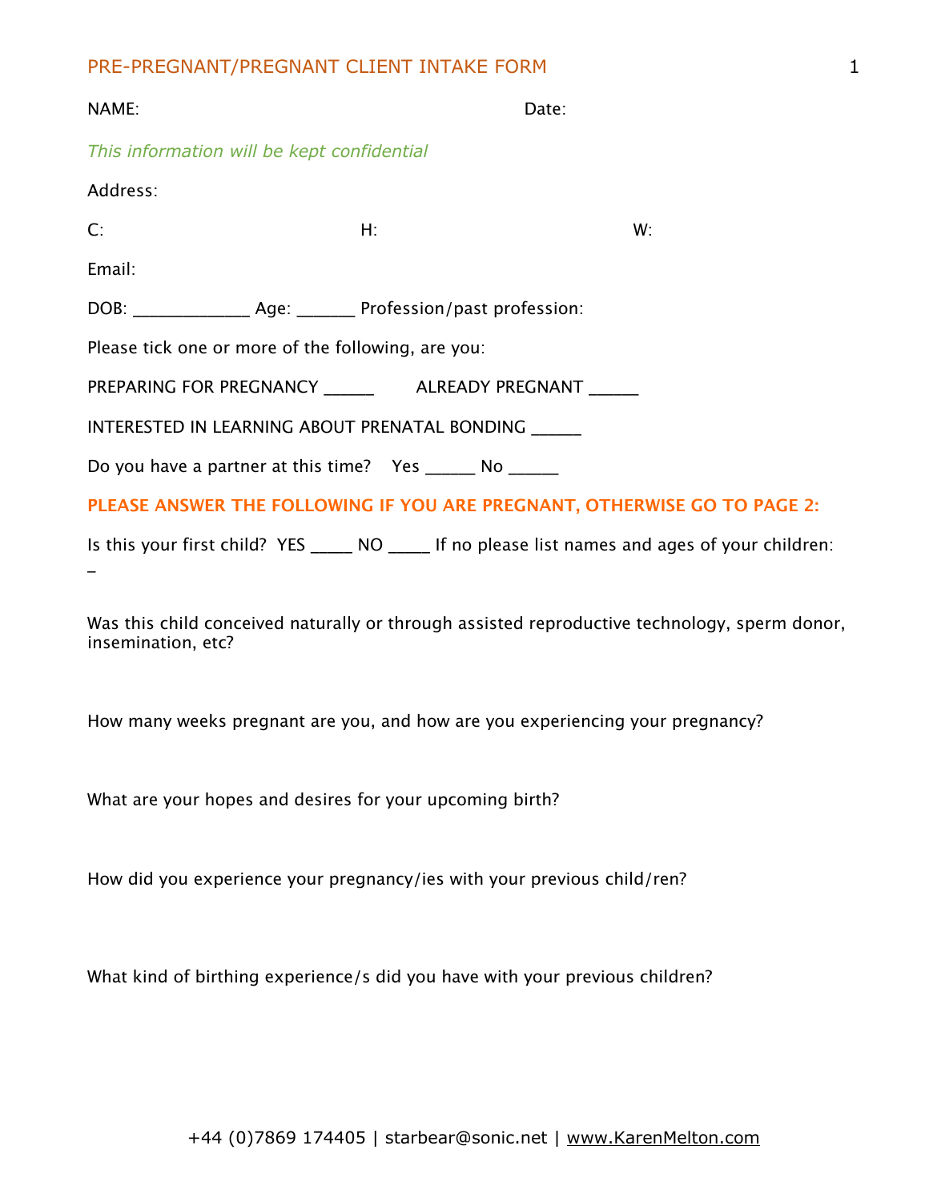# PRE-PREGNANT/PREGNANT CLIENT INTAKE FORM

NAME: Date:

*This information will be kept confidential*

Address:

C: H: W:

Email:

DOB: _____________ Age: ______ Profession/past profession:

Please tick one or more of the following, are you:

PREPARING FOR PREGNANCY ______ ALREADY PREGNANT ______

INTERESTED IN LEARNING ABOUT PRENATAL BONDING ______

Do you have a partner at this time? Yes ______ No ______

**PLEASE ANSWER THE FOLLOWING IF YOU ARE PREGNANT, OTHERWISE GO TO PAGE 2:**

Is this your first child? YES _____ NO _____ If no please list names and ages of your children: _

Was this child conceived naturally or through assisted reproductive technology, sperm donor, insemination, etc?

How many weeks pregnant are you, and how are you experiencing your pregnancy?

What are your hopes and desires for your upcoming birth?

How did you experience your pregnancy/ies with your previous child/ren?

What kind of birthing experience/s did you have with your previous children?

+44 (0)7869 174405 | starbear@sonic.net | www.KarenMelton.com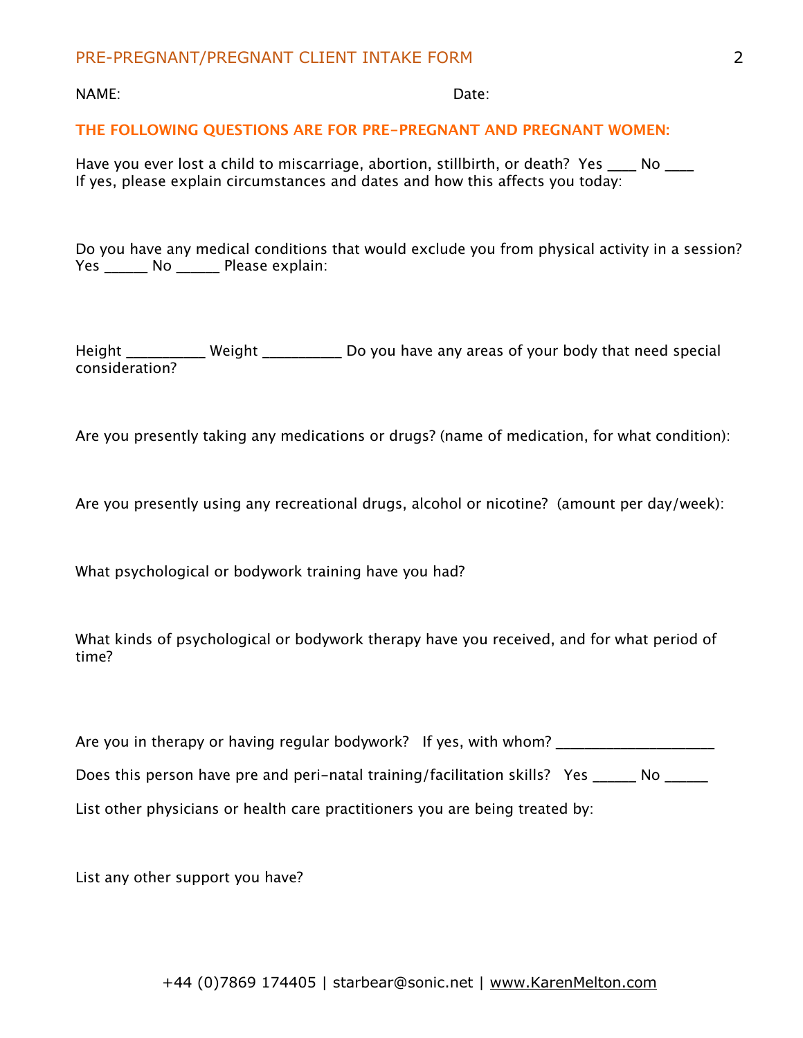NAME: Date:

**THE FOLLOWING QUESTIONS ARE FOR PRE-PREGNANT AND PREGNANT WOMEN:**

Have you ever lost a child to miscarriage, abortion, stillbirth, or death? Yes ____ No ____
If yes, please explain circumstances and dates and how this affects you today:

Do you have any medical conditions that would exclude you from physical activity in a session?
Yes ______ No ______ Please explain:

Height __________ Weight __________ Do you have any areas of your body that need special consideration?

Are you presently taking any medications or drugs? (name of medication, for what condition):

Are you presently using any recreational drugs, alcohol or nicotine? (amount per day/week):

What psychological or bodywork training have you had?

What kinds of psychological or bodywork therapy have you received, and for what period of time?

Are you in therapy or having regular bodywork? If yes, with whom? ____________________

Does this person have pre and peri-natal training/facilitation skills? Yes ______ No ______

List other physicians or health care practitioners you are being treated by:

List any other support you have?

+44 (0)7869 174405 | starbear@sonic.net | www.KarenMelton.com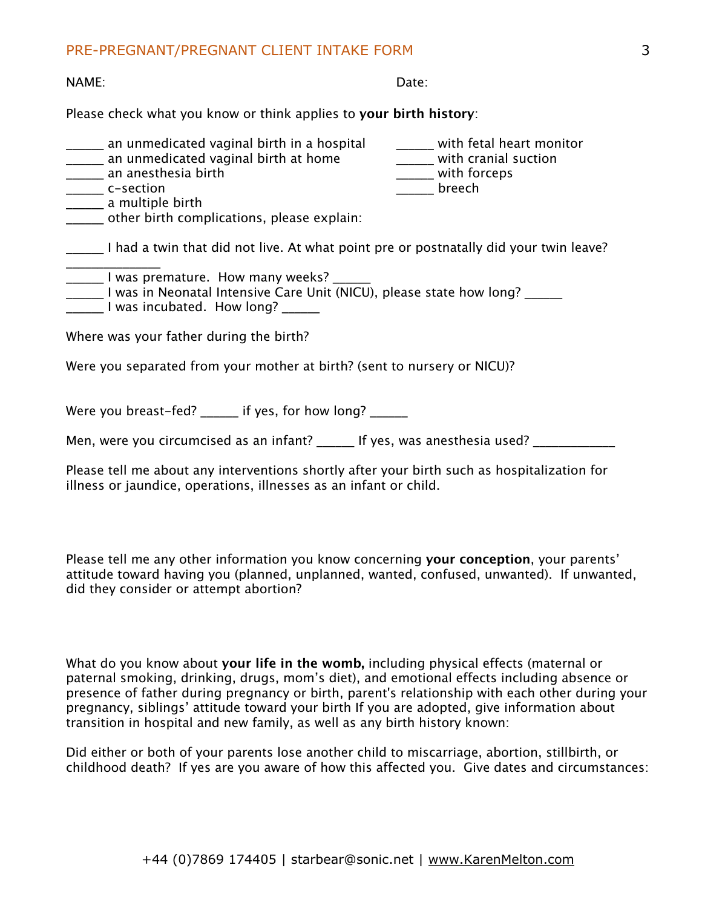## PRE-PREGNANT/PREGNANT CLIENT INTAKE FORM

NAME: Date:

Please check what you know or think applies to **your birth history**:

______ an unmedicated vaginal birth in a hospital
______ an unmedicated vaginal birth at home
______ an anesthesia birth
______ c-section
______ a multiple birth
______ other birth complications, please explain:

______ with fetal heart monitor
______ with cranial suction
______ with forceps
______ breech

______ I had a twin that did not live. At what point pre or postnatally did your twin leave? ______________

______ I was premature. How many weeks? ______
______ I was in Neonatal Intensive Care Unit (NICU), please state how long? ______
______ I was incubated. How long? ______

Where was your father during the birth?

Were you separated from your mother at birth? (sent to nursery or NICU)?

Were you breast-fed? ______ if yes, for how long? ______

Men, were you circumcised as an infant? ______ If yes, was anesthesia used? ____________

Please tell me about any interventions shortly after your birth such as hospitalization for illness or jaundice, operations, illnesses as an infant or child.

Please tell me any other information you know concerning **your conception**, your parents' attitude toward having you (planned, unplanned, wanted, confused, unwanted). If unwanted, did they consider or attempt abortion?

What do you know about **your life in the womb,** including physical effects (maternal or paternal smoking, drinking, drugs, mom's diet), and emotional effects including absence or presence of father during pregnancy or birth, parent's relationship with each other during your pregnancy, siblings' attitude toward your birth If you are adopted, give information about transition in hospital and new family, as well as any birth history known:

Did either or both of your parents lose another child to miscarriage, abortion, stillbirth, or childhood death? If yes are you aware of how this affected you. Give dates and circumstances:

+44 (0)7869 174405 | starbear@sonic.net | www.KarenMelton.com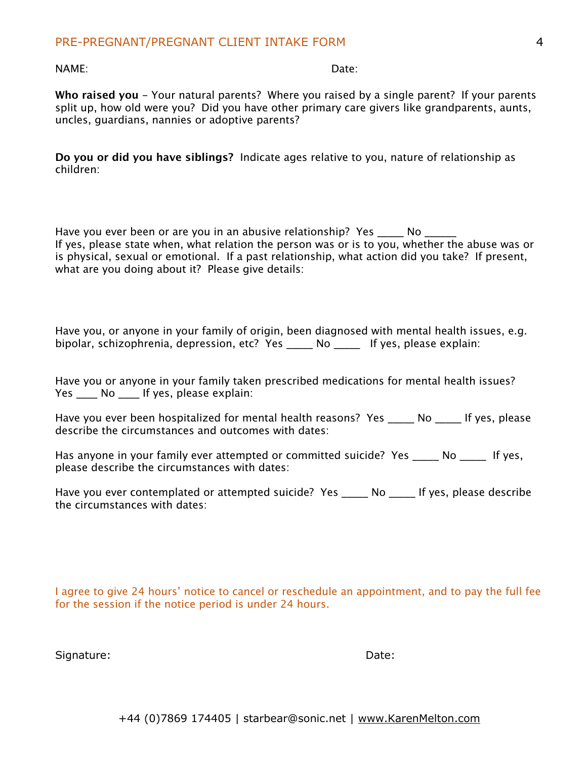NAME: Date:

**Who raised you** – Your natural parents? Where you raised by a single parent? If your parents split up, how old were you? Did you have other primary care givers like grandparents, aunts, uncles, guardians, nannies or adoptive parents?

**Do you or did you have siblings?** Indicate ages relative to you, nature of relationship as children:

Have you ever been or are you in an abusive relationship? Yes _____ No ______
If yes, please state when, what relation the person was or is to you, whether the abuse was or is physical, sexual or emotional. If a past relationship, what action did you take? If present, what are you doing about it? Please give details:

Have you, or anyone in your family of origin, been diagnosed with mental health issues, e.g. bipolar, schizophrenia, depression, etc? Yes _____ No _____ If yes, please explain:

Have you or anyone in your family taken prescribed medications for mental health issues? Yes ____ No ____ If yes, please explain:

Have you ever been hospitalized for mental health reasons? Yes _____ No _____ If yes, please describe the circumstances and outcomes with dates:

Has anyone in your family ever attempted or committed suicide? Yes _____ No _____ If yes, please describe the circumstances with dates:

Have you ever contemplated or attempted suicide? Yes _____ No _____ If yes, please describe the circumstances with dates:

I agree to give 24 hours' notice to cancel or reschedule an appointment, and to pay the full fee for the session if the notice period is under 24 hours.

Signature: Date:

+44 (0)7869 174405 | starbear@sonic.net | www.KarenMelton.com